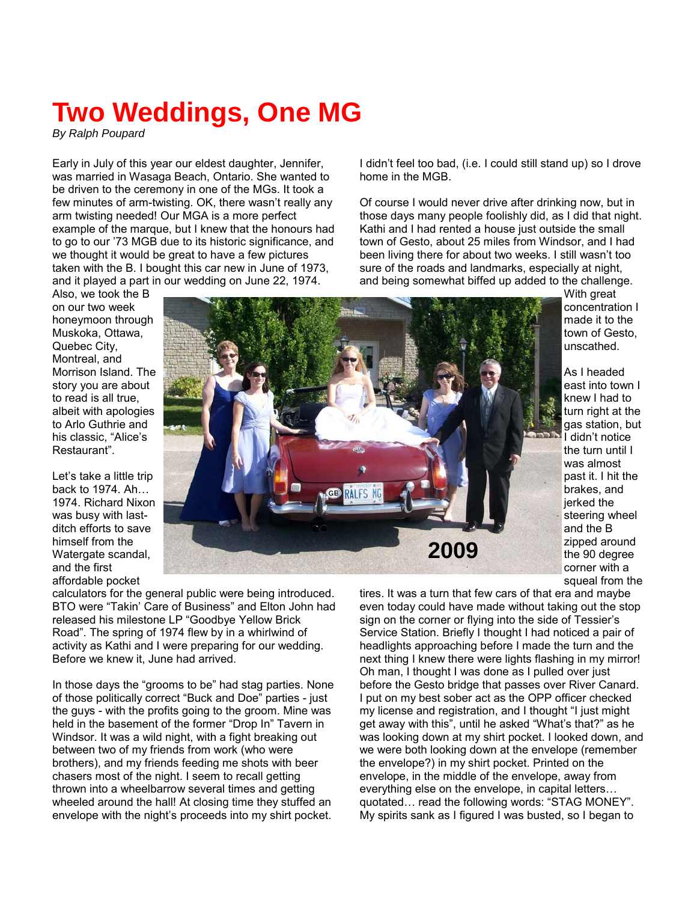# Two Weddings, One MG

*By Ralph Poupard*

Early in July of this year our eldest daughter, Jennifer, was married in Wasaga Beach, Ontario. She wanted to be driven to the ceremony in one of the MGs. It took a few minutes of arm-twisting. OK, there wasn't really any arm twisting needed! Our MGA is a more perfect example of the marque, but I knew that the honours had to go to our '73 MGB due to its historic significance, and we thought it would be great to have a few pictures taken with the B. I bought this car new in June of 1973, and it played a part in our wedding on June 22, 1974. Also, we took the B on our two week honeymoon through Muskoka, Ottawa, Quebec City, Montreal, and Morrison Island. The story you are about to read is all true, albeit with apologies to Arlo Guthrie and his classic, "Alice's Restaurant".

2009

Let's take a little trip back to 1974. Ah… 1974. Richard Nixon was busy with last-ditch efforts to save himself from the Watergate scandal, and the first affordable pocket calculators for the general public were being introduced. BTO were "Takin' Care of Business" and Elton John had released his milestone LP "Goodbye Yellow Brick Road". The spring of 1974 flew by in a whirlwind of activity as Kathi and I were preparing for our wedding. Before we knew it, June had arrived.

In those days the "grooms to be" had stag parties. None of those politically correct "Buck and Doe" parties - just the guys - with the profits going to the groom. Mine was held in the basement of the former "Drop In" Tavern in Windsor. It was a wild night, with a fight breaking out between two of my friends from work (who were brothers), and my friends feeding me shots with beer chasers most of the night. I seem to recall getting thrown into a wheelbarrow several times and getting wheeled around the hall! At closing time they stuffed an envelope with the night's proceeds into my shirt pocket. I didn't feel too bad, (i.e. I could still stand up) so I drove home in the MGB.

Of course I would never drive after drinking now, but in those days many people foolishly did, as I did that night. Kathi and I had rented a house just outside the small town of Gesto, about 25 miles from Windsor, and I had been living there for about two weeks. I still wasn't too sure of the roads and landmarks, especially at night, and being somewhat biffed up added to the challenge. With great concentration I made it to the town of Gesto, unscathed.

As I headed east into town I knew I had to turn right at the gas station, but I didn't notice the turn until I was almost past it. I hit the brakes, and jerked the steering wheel and the B zipped around the 90 degree corner with a squeal from the tires. It was a turn that few cars of that era and maybe even today could have made without taking out the stop sign on the corner or flying into the side of Tessier's Service Station. Briefly I thought I had noticed a pair of headlights approaching before I made the turn and the next thing I knew there were lights flashing in my mirror! Oh man, I thought I was done as I pulled over just before the Gesto bridge that passes over River Canard. I put on my best sober act as the OPP officer checked my license and registration, and I thought "I just might get away with this", until he asked "What's that?" as he was looking down at my shirt pocket. I looked down, and we were both looking down at the envelope (remember the envelope?) in my shirt pocket. Printed on the envelope, in the middle of the envelope, away from everything else on the envelope, in capital letters… quotated… read the following words: "STAG MONEY". My spirits sank as I figured I was busted, so I began to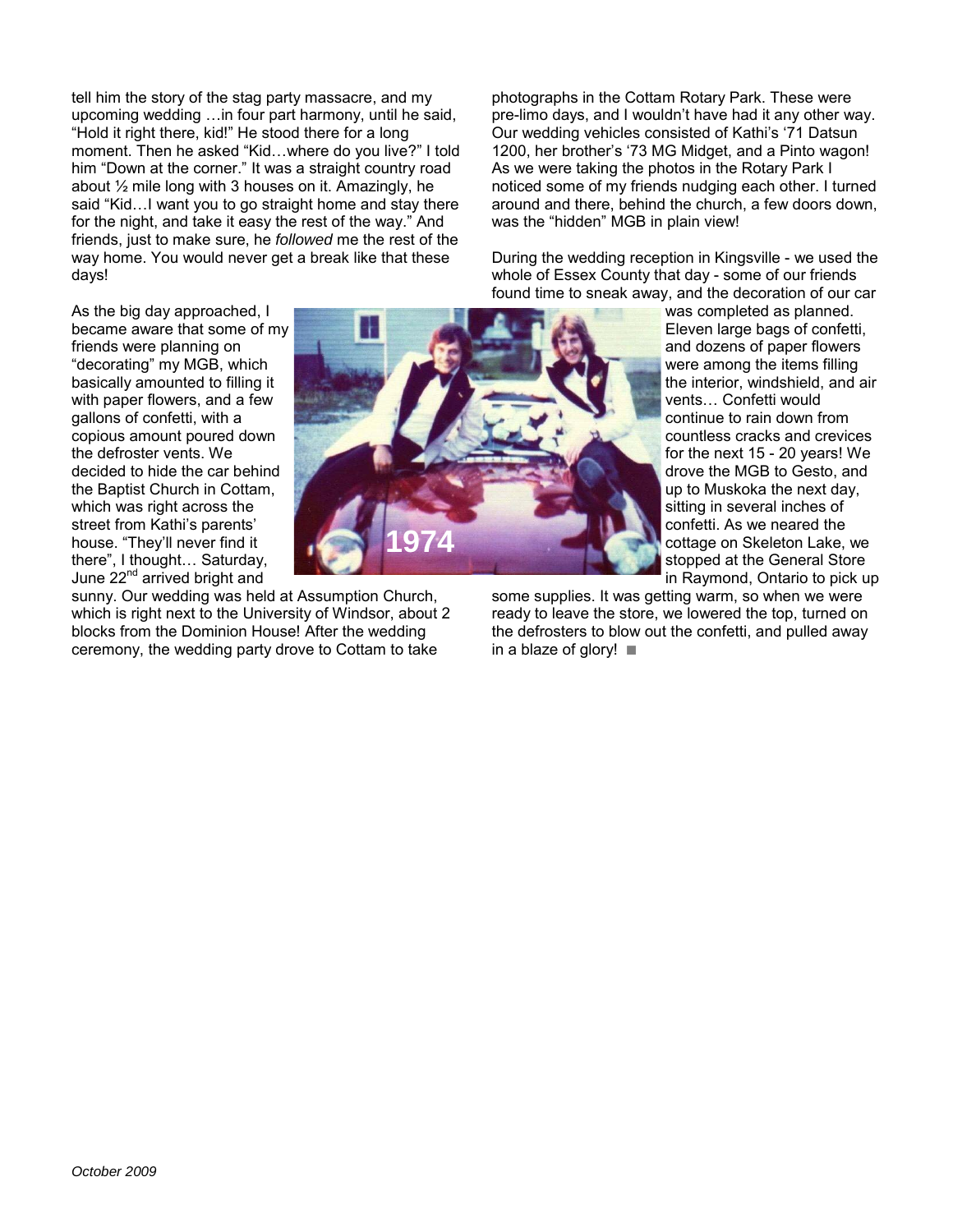tell him the story of the stag party massacre, and my upcoming wedding …in four part harmony, until he said, "Hold it right there, kid!" He stood there for a long moment. Then he asked "Kid…where do you live?" I told him "Down at the corner." It was a straight country road about ½ mile long with 3 houses on it. Amazingly, he said "Kid…I want you to go straight home and stay there for the night, and take it easy the rest of the way." And friends, just to make sure, he *followed* me the rest of the way home. You would never get a break like that these days!

As the big day approached, I became aware that some of my friends were planning on "decorating" my MGB, which basically amounted to filling it with paper flowers, and a few gallons of confetti, with a copious amount poured down the defroster vents. We decided to hide the car behind the Baptist Church in Cottam, which was right across the street from Kathi's parents' house. "They'll never find it there", I thought… Saturday, June 22nd arrived bright and sunny. Our wedding was held at Assumption Church, which is right next to the University of Windsor, about 2 blocks from the Dominion House! After the wedding ceremony, the wedding party drove to Cottam to take photographs in the Cottam Rotary Park. These were pre-limo days, and I wouldn't have had it any other way. Our wedding vehicles consisted of Kathi's '71 Datsun 1200, her brother's '73 MG Midget, and a Pinto wagon! As we were taking the photos in the Rotary Park I noticed some of my friends nudging each other. I turned around and there, behind the church, a few doors down, was the "hidden" MGB in plain view!

1974

During the wedding reception in Kingsville - we used the whole of Essex County that day - some of our friends found time to sneak away, and the decoration of our car was completed as planned. Eleven large bags of confetti, and dozens of paper flowers were among the items filling the interior, windshield, and air vents… Confetti would continue to rain down from countless cracks and crevices for the next 15 - 20 years! We drove the MGB to Gesto, and up to Muskoka the next day, sitting in several inches of confetti. As we neared the cottage on Skeleton Lake, we stopped at the General Store in Raymond, Ontario to pick up some supplies. It was getting warm, so when we were ready to leave the store, we lowered the top, turned on the defrosters to blow out the confetti, and pulled away in a blaze of glory! ■

*October 2009*